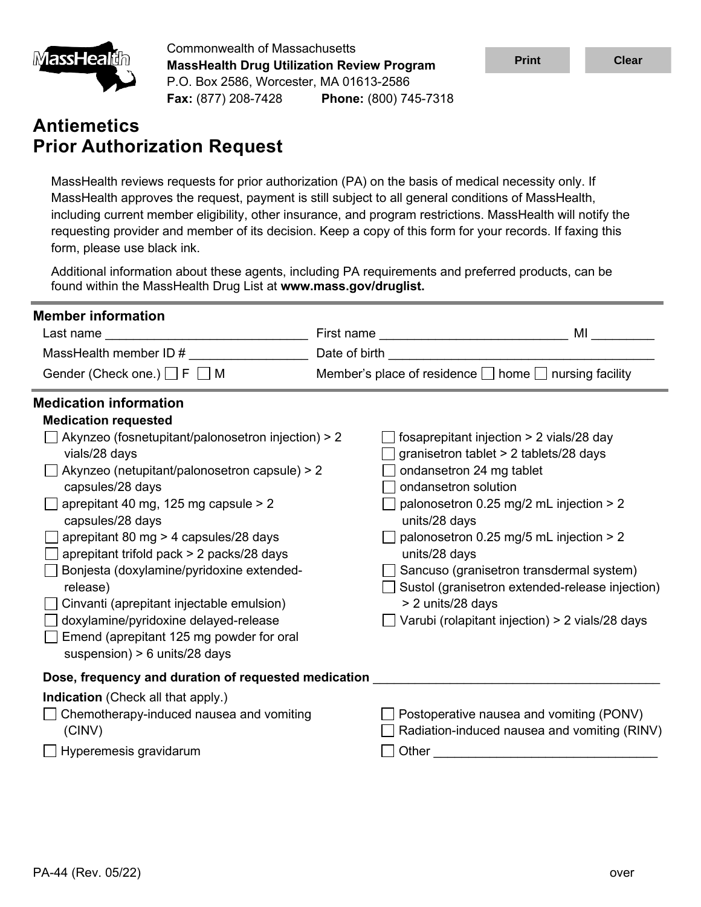Commonwealth of Massachusetts
**MassHealth Drug Utilization Review Program**
P.O. Box 2586, Worcester, MA 01613-2586
**Fax:** (877) 208-7428 **Phone:** (800) 745-7318

# Antiemetics Prior Authorization Request

MassHealth reviews requests for prior authorization (PA) on the basis of medical necessity only. If MassHealth approves the request, payment is still subject to all general conditions of MassHealth, including current member eligibility, other insurance, and program restrictions. MassHealth will notify the requesting provider and member of its decision. Keep a copy of this form for your records. If faxing this form, please use black ink.

Additional information about these agents, including PA requirements and preferred products, can be found within the MassHealth Drug List at **www.mass.gov/druglist.**

## Member information

Last name ____________________________ First name ___________________________ MI _________

MassHealth member ID # ________________ Date of birth _____________________________________

Gender (Check one.) ☐ F ☐ M Member's place of residence ☐ home ☐ nursing facility

## Medication information

### Medication requested

- ☐ Akynzeo (fosnetupitant/palonosetron injection) > 2 vials/28 days
- ☐ Akynzeo (netupitant/palonosetron capsule) > 2 capsules/28 days
- ☐ aprepitant 40 mg, 125 mg capsule > 2 capsules/28 days
- ☐ aprepitant 80 mg > 4 capsules/28 days
- ☐ aprepitant trifold pack > 2 packs/28 days
- ☐ Bonjesta (doxylamine/pyridoxine extended-release)
- ☐ Cinvanti (aprepitant injectable emulsion)
- ☐ doxylamine/pyridoxine delayed-release
- ☐ Emend (aprepitant 125 mg powder for oral suspension) > 6 units/28 days
- ☐ fosaprepitant injection > 2 vials/28 day
- ☐ granisetron tablet > 2 tablets/28 days
- ☐ ondansetron 24 mg tablet
- ☐ ondansetron solution
- ☐ palonosetron 0.25 mg/2 mL injection > 2 units/28 days
- ☐ palonosetron 0.25 mg/5 mL injection > 2 units/28 days
- ☐ Sancuso (granisetron transdermal system)
- ☐ Sustol (granisetron extended-release injection) > 2 units/28 days
- ☐ Varubi (rolapitant injection) > 2 vials/28 days

**Dose, frequency and duration of requested medication** ________________________________________

**Indication** (Check all that apply.)

- ☐ Chemotherapy-induced nausea and vomiting (CINV)
- ☐ Hyperemesis gravidarum
- ☐ Postoperative nausea and vomiting (PONV)
- ☐ Radiation-induced nausea and vomiting (RINV)
- ☐ Other _______________________________

PA-44 (Rev. 05/22) over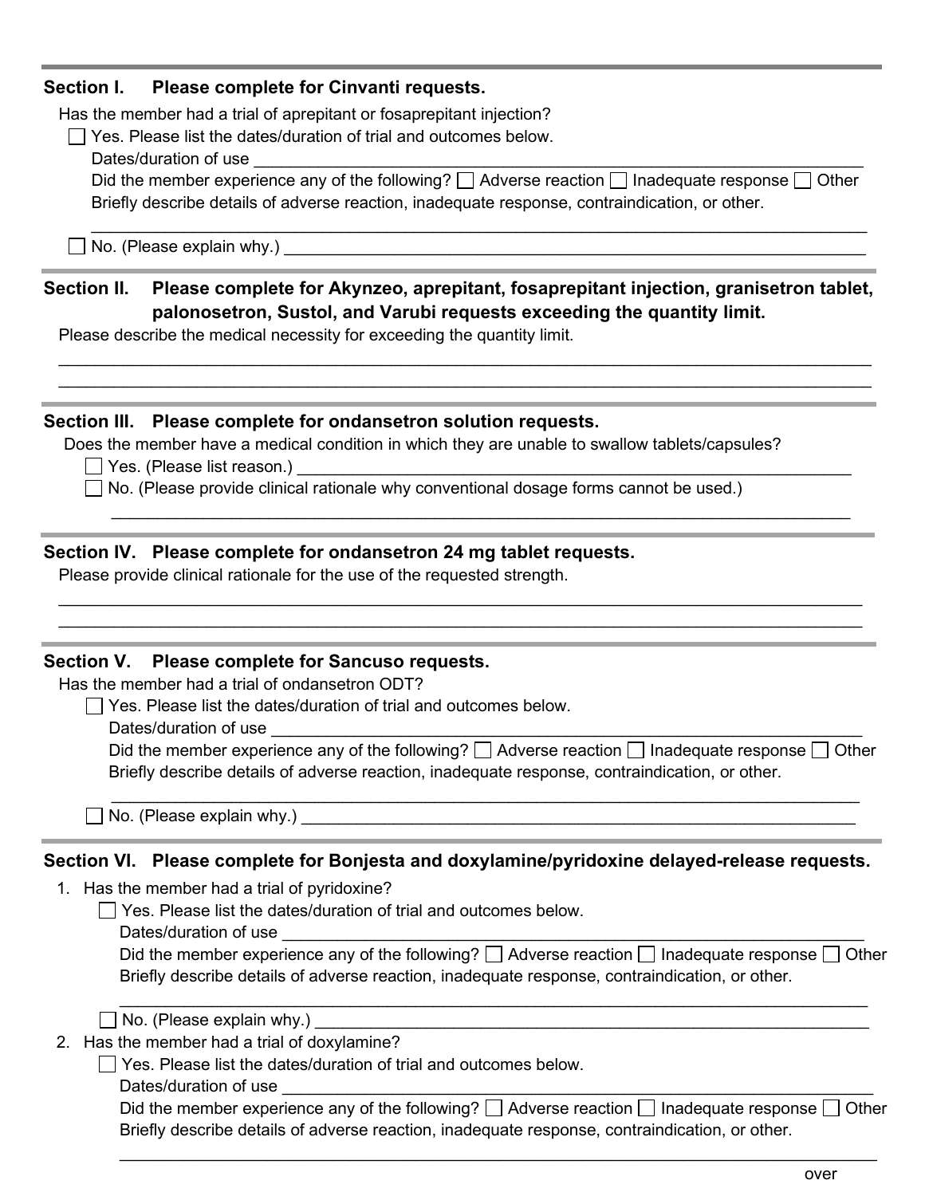## Section I. Please complete for Cinvanti requests.

Has the member had a trial of aprepitant or fosaprepitant injection?

☐ Yes. Please list the dates/duration of trial and outcomes below.

Dates/duration of use ______________________________________________

Did the member experience any of the following? ☐ Adverse reaction ☐ Inadequate response ☐ Other

Briefly describe details of adverse reaction, inadequate response, contraindication, or other.

______________________________________________

☐ No. (Please explain why.) ______________________________________________

## Section II. Please complete for Akynzeo, aprepitant, fosaprepitant injection, granisetron tablet, palonosetron, Sustol, and Varubi requests exceeding the quantity limit.

Please describe the medical necessity for exceeding the quantity limit.

______________________________________________

______________________________________________

## Section III. Please complete for ondansetron solution requests.

Does the member have a medical condition in which they are unable to swallow tablets/capsules?

☐ Yes. (Please list reason.) ______________________________________________

☐ No. (Please provide clinical rationale why conventional dosage forms cannot be used.)

______________________________________________

## Section IV. Please complete for ondansetron 24 mg tablet requests.

Please provide clinical rationale for the use of the requested strength.

______________________________________________

______________________________________________

## Section V. Please complete for Sancuso requests.

Has the member had a trial of ondansetron ODT?

☐ Yes. Please list the dates/duration of trial and outcomes below.

Dates/duration of use ______________________________________________

Did the member experience any of the following? ☐ Adverse reaction ☐ Inadequate response ☐ Other

Briefly describe details of adverse reaction, inadequate response, contraindication, or other.

______________________________________________

☐ No. (Please explain why.) ______________________________________________

## Section VI. Please complete for Bonjesta and doxylamine/pyridoxine delayed-release requests.

1. Has the member had a trial of pyridoxine?

   ☐ Yes. Please list the dates/duration of trial and outcomes below.

   Dates/duration of use ______________________________________________

   Did the member experience any of the following? ☐ Adverse reaction ☐ Inadequate response ☐ Other

   Briefly describe details of adverse reaction, inadequate response, contraindication, or other.

   ______________________________________________

   ☐ No. (Please explain why.) ______________________________________________

2. Has the member had a trial of doxylamine?

   ☐ Yes. Please list the dates/duration of trial and outcomes below.

   Dates/duration of use ______________________________________________

   Did the member experience any of the following? ☐ Adverse reaction ☐ Inadequate response ☐ Other

   Briefly describe details of adverse reaction, inadequate response, contraindication, or other.

   ______________________________________________

over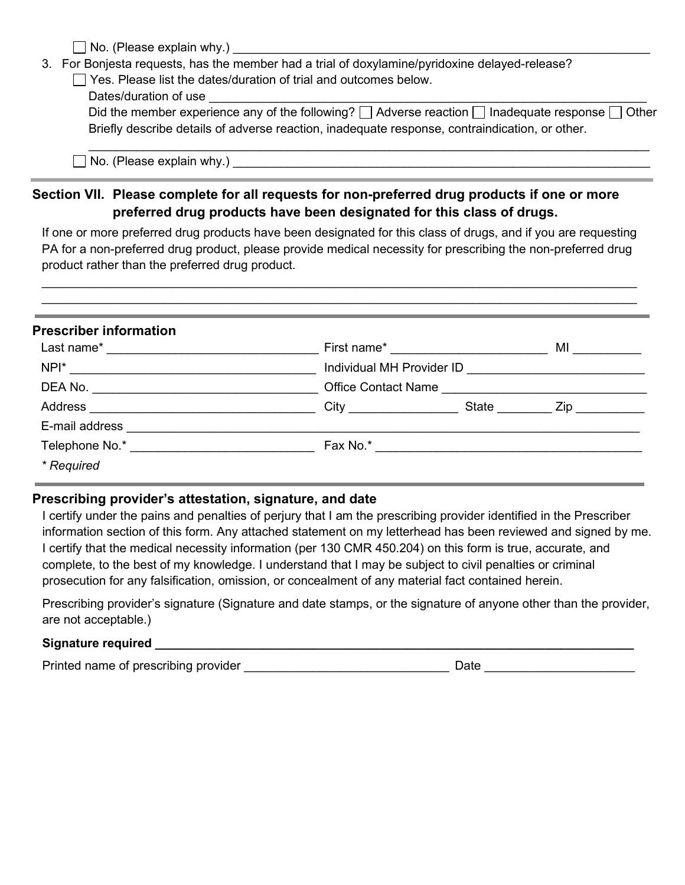☐ No. (Please explain why.) ____________________________________________

3. For Bonjesta requests, has the member had a trial of doxylamine/pyridoxine delayed-release?

   ☐ Yes. Please list the dates/duration of trial and outcomes below.

   Dates/duration of use ____________________________________________

   Did the member experience any of the following? ☐ Adverse reaction ☐ Inadequate response ☐ Other

   Briefly describe details of adverse reaction, inadequate response, contraindication, or other.

   ____________________________________________

   ☐ No. (Please explain why.) ____________________________________________

## Section VII. Please complete for all requests for non-preferred drug products if one or more preferred drug products have been designated for this class of drugs.

If one or more preferred drug products have been designated for this class of drugs, and if you are requesting PA for a non-preferred drug product, please provide medical necessity for prescribing the non-preferred drug product rather than the preferred drug product.

____________________________________________

____________________________________________

## Prescriber information

Last name* ____________________ First name* ____________________ MI __________

NPI* ____________________ Individual MH Provider ID ____________________

DEA No. ____________________ Office Contact Name ____________________

Address ____________________ City ____________ State ________ Zip __________

E-mail address ____________________________________________

Telephone No.* ____________________ Fax No.* ____________________

*\* Required*

## Prescribing provider's attestation, signature, and date

I certify under the pains and penalties of perjury that I am the prescribing provider identified in the Prescriber information section of this form. Any attached statement on my letterhead has been reviewed and signed by me. I certify that the medical necessity information (per 130 CMR 450.204) on this form is true, accurate, and complete, to the best of my knowledge. I understand that I may be subject to civil penalties or criminal prosecution for any falsification, omission, or concealment of any material fact contained herein.

Prescribing provider's signature (Signature and date stamps, or the signature of anyone other than the provider, are not acceptable.)

**Signature required** ____________________________________________

Printed name of prescribing provider ____________________ Date ____________________